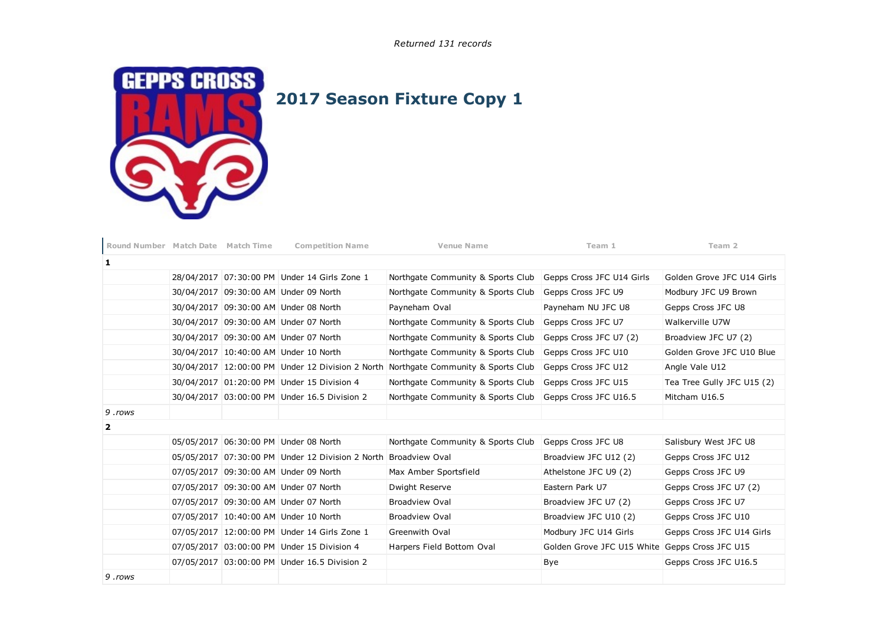*Returned 131 records*

# 2017 Season Fixture Copy 1

| Round Number | Match Date | Match Time | Competition Name | Venue Name | Team 1 | Team 2 |
|---|---|---|---|---|---|---|
| **1** | | | | | | |
| | 28/04/2017 | 07:30:00 PM | Under 14 Girls Zone 1 | Northgate Community & Sports Club | Gepps Cross JFC U14 Girls | Golden Grove JFC U14 Girls |
| | 30/04/2017 | 09:30:00 AM | Under 09 North | Northgate Community & Sports Club | Gepps Cross JFC U9 | Modbury JFC U9 Brown |
| | 30/04/2017 | 09:30:00 AM | Under 08 North | Payneham Oval | Payneham NU JFC U8 | Gepps Cross JFC U8 |
| | 30/04/2017 | 09:30:00 AM | Under 07 North | Northgate Community & Sports Club | Gepps Cross JFC U7 | Walkerville U7W |
| | 30/04/2017 | 09:30:00 AM | Under 07 North | Northgate Community & Sports Club | Gepps Cross JFC U7 (2) | Broadview JFC U7 (2) |
| | 30/04/2017 | 10:40:00 AM | Under 10 North | Northgate Community & Sports Club | Gepps Cross JFC U10 | Golden Grove JFC U10 Blue |
| | 30/04/2017 | 12:00:00 PM | Under 12 Division 2 North | Northgate Community & Sports Club | Gepps Cross JFC U12 | Angle Vale U12 |
| | 30/04/2017 | 01:20:00 PM | Under 15 Division 4 | Northgate Community & Sports Club | Gepps Cross JFC U15 | Tea Tree Gully JFC U15 (2) |
| | 30/04/2017 | 03:00:00 PM | Under 16.5 Division 2 | Northgate Community & Sports Club | Gepps Cross JFC U16.5 | Mitcham U16.5 |
| *9 .rows* | | | | | | |
| **2** | | | | | | |
| | 05/05/2017 | 06:30:00 PM | Under 08 North | Northgate Community & Sports Club | Gepps Cross JFC U8 | Salisbury West JFC U8 |
| | 05/05/2017 | 07:30:00 PM | Under 12 Division 2 North | Broadview Oval | Broadview JFC U12 (2) | Gepps Cross JFC U12 |
| | 07/05/2017 | 09:30:00 AM | Under 09 North | Max Amber Sportsfield | Athelstone JFC U9 (2) | Gepps Cross JFC U9 |
| | 07/05/2017 | 09:30:00 AM | Under 07 North | Dwight Reserve | Eastern Park U7 | Gepps Cross JFC U7 (2) |
| | 07/05/2017 | 09:30:00 AM | Under 07 North | Broadview Oval | Broadview JFC U7 (2) | Gepps Cross JFC U7 |
| | 07/05/2017 | 10:40:00 AM | Under 10 North | Broadview Oval | Broadview JFC U10 (2) | Gepps Cross JFC U10 |
| | 07/05/2017 | 12:00:00 PM | Under 14 Girls Zone 1 | Greenwith Oval | Modbury JFC U14 Girls | Gepps Cross JFC U14 Girls |
| | 07/05/2017 | 03:00:00 PM | Under 15 Division 4 | Harpers Field Bottom Oval | Golden Grove JFC U15 White | Gepps Cross JFC U15 |
| | 07/05/2017 | 03:00:00 PM | Under 16.5 Division 2 | | Bye | Gepps Cross JFC U16.5 |
| *9 .rows* | | | | | | |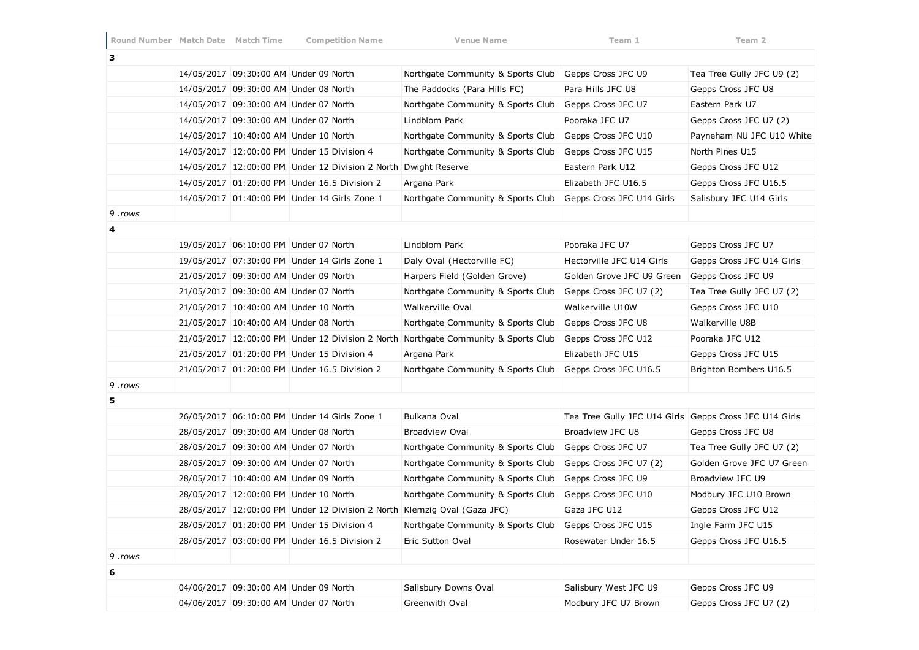| Round Number | Match Date | Match Time | Competition Name | Venue Name | Team 1 | Team 2 |
|---|---|---|---|---|---|---|
| **3** | | | | | | |
| | 14/05/2017 | 09:30:00 AM | Under 09 North | Northgate Community & Sports Club | Gepps Cross JFC U9 | Tea Tree Gully JFC U9 (2) |
| | 14/05/2017 | 09:30:00 AM | Under 08 North | The Paddocks (Para Hills FC) | Para Hills JFC U8 | Gepps Cross JFC U8 |
| | 14/05/2017 | 09:30:00 AM | Under 07 North | Northgate Community & Sports Club | Gepps Cross JFC U7 | Eastern Park U7 |
| | 14/05/2017 | 09:30:00 AM | Under 07 North | Lindblom Park | Pooraka JFC U7 | Gepps Cross JFC U7 (2) |
| | 14/05/2017 | 10:40:00 AM | Under 10 North | Northgate Community & Sports Club | Gepps Cross JFC U10 | Payneham NU JFC U10 White |
| | 14/05/2017 | 12:00:00 PM | Under 15 Division 4 | Northgate Community & Sports Club | Gepps Cross JFC U15 | North Pines U15 |
| | 14/05/2017 | 12:00:00 PM | Under 12 Division 2 North | Dwight Reserve | Eastern Park U12 | Gepps Cross JFC U12 |
| | 14/05/2017 | 01:20:00 PM | Under 16.5 Division 2 | Argana Park | Elizabeth JFC U16.5 | Gepps Cross JFC U16.5 |
| | 14/05/2017 | 01:40:00 PM | Under 14 Girls Zone 1 | Northgate Community & Sports Club | Gepps Cross JFC U14 Girls | Salisbury JFC U14 Girls |
| *9 .rows* | | | | | | |
| **4** | | | | | | |
| | 19/05/2017 | 06:10:00 PM | Under 07 North | Lindblom Park | Pooraka JFC U7 | Gepps Cross JFC U7 |
| | 19/05/2017 | 07:30:00 PM | Under 14 Girls Zone 1 | Daly Oval (Hectorville FC) | Hectorville JFC U14 Girls | Gepps Cross JFC U14 Girls |
| | 21/05/2017 | 09:30:00 AM | Under 09 North | Harpers Field (Golden Grove) | Golden Grove JFC U9 Green | Gepps Cross JFC U9 |
| | 21/05/2017 | 09:30:00 AM | Under 07 North | Northgate Community & Sports Club | Gepps Cross JFC U7 (2) | Tea Tree Gully JFC U7 (2) |
| | 21/05/2017 | 10:40:00 AM | Under 10 North | Walkerville Oval | Walkerville U10W | Gepps Cross JFC U10 |
| | 21/05/2017 | 10:40:00 AM | Under 08 North | Northgate Community & Sports Club | Gepps Cross JFC U8 | Walkerville U8B |
| | 21/05/2017 | 12:00:00 PM | Under 12 Division 2 North | Northgate Community & Sports Club | Gepps Cross JFC U12 | Pooraka JFC U12 |
| | 21/05/2017 | 01:20:00 PM | Under 15 Division 4 | Argana Park | Elizabeth JFC U15 | Gepps Cross JFC U15 |
| | 21/05/2017 | 01:20:00 PM | Under 16.5 Division 2 | Northgate Community & Sports Club | Gepps Cross JFC U16.5 | Brighton Bombers U16.5 |
| *9 .rows* | | | | | | |
| **5** | | | | | | |
| | 26/05/2017 | 06:10:00 PM | Under 14 Girls Zone 1 | Bulkana Oval | Tea Tree Gully JFC U14 Girls | Gepps Cross JFC U14 Girls |
| | 28/05/2017 | 09:30:00 AM | Under 08 North | Broadview Oval | Broadview JFC U8 | Gepps Cross JFC U8 |
| | 28/05/2017 | 09:30:00 AM | Under 07 North | Northgate Community & Sports Club | Gepps Cross JFC U7 | Tea Tree Gully JFC U7 (2) |
| | 28/05/2017 | 09:30:00 AM | Under 07 North | Northgate Community & Sports Club | Gepps Cross JFC U7 (2) | Golden Grove JFC U7 Green |
| | 28/05/2017 | 10:40:00 AM | Under 09 North | Northgate Community & Sports Club | Gepps Cross JFC U9 | Broadview JFC U9 |
| | 28/05/2017 | 12:00:00 PM | Under 10 North | Northgate Community & Sports Club | Gepps Cross JFC U10 | Modbury JFC U10 Brown |
| | 28/05/2017 | 12:00:00 PM | Under 12 Division 2 North | Klemzig Oval (Gaza JFC) | Gaza JFC U12 | Gepps Cross JFC U12 |
| | 28/05/2017 | 01:20:00 PM | Under 15 Division 4 | Northgate Community & Sports Club | Gepps Cross JFC U15 | Ingle Farm JFC U15 |
| | 28/05/2017 | 03:00:00 PM | Under 16.5 Division 2 | Eric Sutton Oval | Rosewater Under 16.5 | Gepps Cross JFC U16.5 |
| *9 .rows* | | | | | | |
| **6** | | | | | | |
| | 04/06/2017 | 09:30:00 AM | Under 09 North | Salisbury Downs Oval | Salisbury West JFC U9 | Gepps Cross JFC U9 |
| | 04/06/2017 | 09:30:00 AM | Under 07 North | Greenwith Oval | Modbury JFC U7 Brown | Gepps Cross JFC U7 (2) |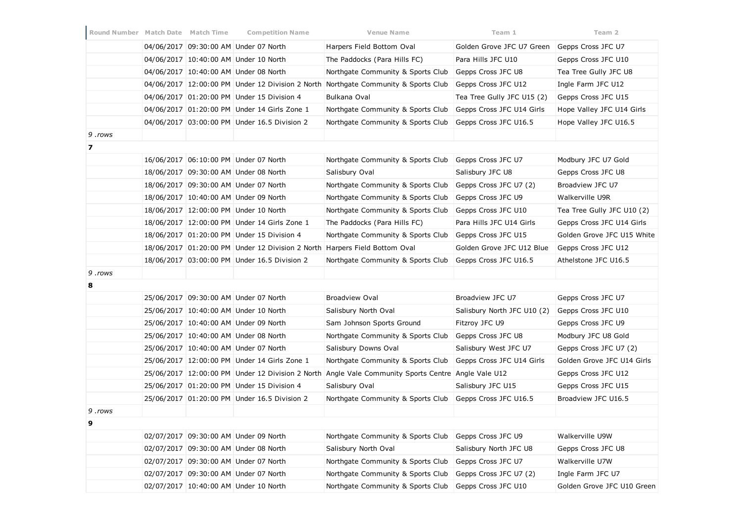| Round Number | Match Date | Match Time | Competition Name | Venue Name | Team 1 | Team 2 |
|---|---|---|---|---|---|---|
| | 04/06/2017 | 09:30:00 AM | Under 07 North | Harpers Field Bottom Oval | Golden Grove JFC U7 Green | Gepps Cross JFC U7 |
| | 04/06/2017 | 10:40:00 AM | Under 10 North | The Paddocks (Para Hills FC) | Para Hills JFC U10 | Gepps Cross JFC U10 |
| | 04/06/2017 | 10:40:00 AM | Under 08 North | Northgate Community & Sports Club | Gepps Cross JFC U8 | Tea Tree Gully JFC U8 |
| | 04/06/2017 | 12:00:00 PM | Under 12 Division 2 North | Northgate Community & Sports Club | Gepps Cross JFC U12 | Ingle Farm JFC U12 |
| | 04/06/2017 | 01:20:00 PM | Under 15 Division 4 | Bulkana Oval | Tea Tree Gully JFC U15 (2) | Gepps Cross JFC U15 |
| | 04/06/2017 | 01:20:00 PM | Under 14 Girls Zone 1 | Northgate Community & Sports Club | Gepps Cross JFC U14 Girls | Hope Valley JFC U14 Girls |
| | 04/06/2017 | 03:00:00 PM | Under 16.5 Division 2 | Northgate Community & Sports Club | Gepps Cross JFC U16.5 | Hope Valley JFC U16.5 |
| *9 .rows* | | | | | | |
| **7** | | | | | | |
| | 16/06/2017 | 06:10:00 PM | Under 07 North | Northgate Community & Sports Club | Gepps Cross JFC U7 | Modbury JFC U7 Gold |
| | 18/06/2017 | 09:30:00 AM | Under 08 North | Salisbury Oval | Salisbury JFC U8 | Gepps Cross JFC U8 |
| | 18/06/2017 | 09:30:00 AM | Under 07 North | Northgate Community & Sports Club | Gepps Cross JFC U7 (2) | Broadview JFC U7 |
| | 18/06/2017 | 10:40:00 AM | Under 09 North | Northgate Community & Sports Club | Gepps Cross JFC U9 | Walkerville U9R |
| | 18/06/2017 | 12:00:00 PM | Under 10 North | Northgate Community & Sports Club | Gepps Cross JFC U10 | Tea Tree Gully JFC U10 (2) |
| | 18/06/2017 | 12:00:00 PM | Under 14 Girls Zone 1 | The Paddocks (Para Hills FC) | Para Hills JFC U14 Girls | Gepps Cross JFC U14 Girls |
| | 18/06/2017 | 01:20:00 PM | Under 15 Division 4 | Northgate Community & Sports Club | Gepps Cross JFC U15 | Golden Grove JFC U15 White |
| | 18/06/2017 | 01:20:00 PM | Under 12 Division 2 North | Harpers Field Bottom Oval | Golden Grove JFC U12 Blue | Gepps Cross JFC U12 |
| | 18/06/2017 | 03:00:00 PM | Under 16.5 Division 2 | Northgate Community & Sports Club | Gepps Cross JFC U16.5 | Athelstone JFC U16.5 |
| *9 .rows* | | | | | | |
| **8** | | | | | | |
| | 25/06/2017 | 09:30:00 AM | Under 07 North | Broadview Oval | Broadview JFC U7 | Gepps Cross JFC U7 |
| | 25/06/2017 | 10:40:00 AM | Under 10 North | Salisbury North Oval | Salisbury North JFC U10 (2) | Gepps Cross JFC U10 |
| | 25/06/2017 | 10:40:00 AM | Under 09 North | Sam Johnson Sports Ground | Fitzroy JFC U9 | Gepps Cross JFC U9 |
| | 25/06/2017 | 10:40:00 AM | Under 08 North | Northgate Community & Sports Club | Gepps Cross JFC U8 | Modbury JFC U8 Gold |
| | 25/06/2017 | 10:40:00 AM | Under 07 North | Salisbury Downs Oval | Salisbury West JFC U7 | Gepps Cross JFC U7 (2) |
| | 25/06/2017 | 12:00:00 PM | Under 14 Girls Zone 1 | Northgate Community & Sports Club | Gepps Cross JFC U14 Girls | Golden Grove JFC U14 Girls |
| | 25/06/2017 | 12:00:00 PM | Under 12 Division 2 North | Angle Vale Community Sports Centre | Angle Vale U12 | Gepps Cross JFC U12 |
| | 25/06/2017 | 01:20:00 PM | Under 15 Division 4 | Salisbury Oval | Salisbury JFC U15 | Gepps Cross JFC U15 |
| | 25/06/2017 | 01:20:00 PM | Under 16.5 Division 2 | Northgate Community & Sports Club | Gepps Cross JFC U16.5 | Broadview JFC U16.5 |
| *9 .rows* | | | | | | |
| **9** | | | | | | |
| | 02/07/2017 | 09:30:00 AM | Under 09 North | Northgate Community & Sports Club | Gepps Cross JFC U9 | Walkerville U9W |
| | 02/07/2017 | 09:30:00 AM | Under 08 North | Salisbury North Oval | Salisbury North JFC U8 | Gepps Cross JFC U8 |
| | 02/07/2017 | 09:30:00 AM | Under 07 North | Northgate Community & Sports Club | Gepps Cross JFC U7 | Walkerville U7W |
| | 02/07/2017 | 09:30:00 AM | Under 07 North | Northgate Community & Sports Club | Gepps Cross JFC U7 (2) | Ingle Farm JFC U7 |
| | 02/07/2017 | 10:40:00 AM | Under 10 North | Northgate Community & Sports Club | Gepps Cross JFC U10 | Golden Grove JFC U10 Green |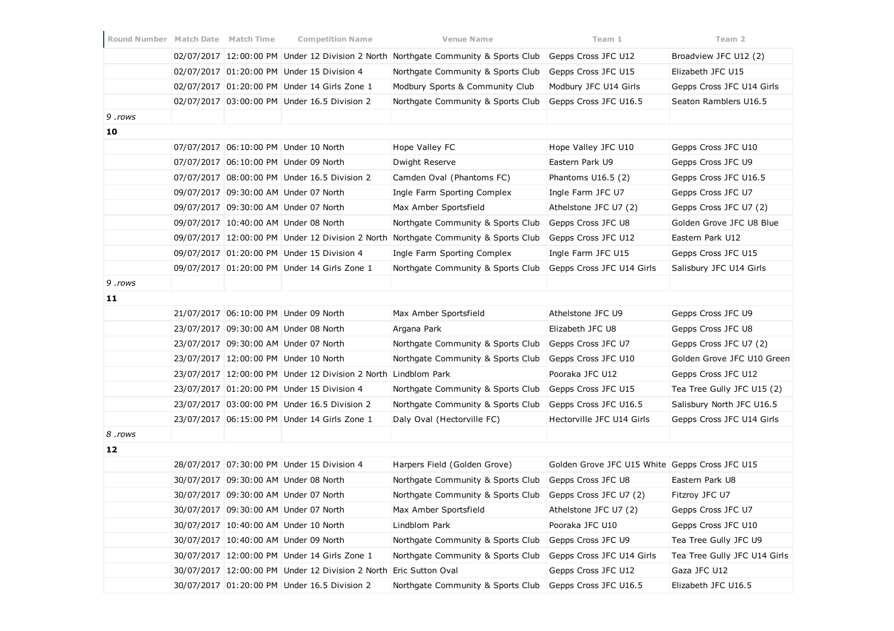| Round Number | Match Date | Match Time | Competition Name | Venue Name | Team 1 | Team 2 |
|---|---|---|---|---|---|---|
| | 02/07/2017 | 12:00:00 PM | Under 12 Division 2 North | Northgate Community & Sports Club | Gepps Cross JFC U12 | Broadview JFC U12 (2) |
| | 02/07/2017 | 01:20:00 PM | Under 15 Division 4 | Northgate Community & Sports Club | Gepps Cross JFC U15 | Elizabeth JFC U15 |
| | 02/07/2017 | 01:20:00 PM | Under 14 Girls Zone 1 | Modbury Sports & Community Club | Modbury JFC U14 Girls | Gepps Cross JFC U14 Girls |
| | 02/07/2017 | 03:00:00 PM | Under 16.5 Division 2 | Northgate Community & Sports Club | Gepps Cross JFC U16.5 | Seaton Ramblers U16.5 |
| *9 .rows* | | | | | | |
| **10** | | | | | | |
| | 07/07/2017 | 06:10:00 PM | Under 10 North | Hope Valley FC | Hope Valley JFC U10 | Gepps Cross JFC U10 |
| | 07/07/2017 | 06:10:00 PM | Under 09 North | Dwight Reserve | Eastern Park U9 | Gepps Cross JFC U9 |
| | 07/07/2017 | 08:00:00 PM | Under 16.5 Division 2 | Camden Oval (Phantoms FC) | Phantoms U16.5 (2) | Gepps Cross JFC U16.5 |
| | 09/07/2017 | 09:30:00 AM | Under 07 North | Ingle Farm Sporting Complex | Ingle Farm JFC U7 | Gepps Cross JFC U7 |
| | 09/07/2017 | 09:30:00 AM | Under 07 North | Max Amber Sportsfield | Athelstone JFC U7 (2) | Gepps Cross JFC U7 (2) |
| | 09/07/2017 | 10:40:00 AM | Under 08 North | Northgate Community & Sports Club | Gepps Cross JFC U8 | Golden Grove JFC U8 Blue |
| | 09/07/2017 | 12:00:00 PM | Under 12 Division 2 North | Northgate Community & Sports Club | Gepps Cross JFC U12 | Eastern Park U12 |
| | 09/07/2017 | 01:20:00 PM | Under 15 Division 4 | Ingle Farm Sporting Complex | Ingle Farm JFC U15 | Gepps Cross JFC U15 |
| | 09/07/2017 | 01:20:00 PM | Under 14 Girls Zone 1 | Northgate Community & Sports Club | Gepps Cross JFC U14 Girls | Salisbury JFC U14 Girls |
| *9 .rows* | | | | | | |
| **11** | | | | | | |
| | 21/07/2017 | 06:10:00 PM | Under 09 North | Max Amber Sportsfield | Athelstone JFC U9 | Gepps Cross JFC U9 |
| | 23/07/2017 | 09:30:00 AM | Under 08 North | Argana Park | Elizabeth JFC U8 | Gepps Cross JFC U8 |
| | 23/07/2017 | 09:30:00 AM | Under 07 North | Northgate Community & Sports Club | Gepps Cross JFC U7 | Gepps Cross JFC U7 (2) |
| | 23/07/2017 | 12:00:00 PM | Under 10 North | Northgate Community & Sports Club | Gepps Cross JFC U10 | Golden Grove JFC U10 Green |
| | 23/07/2017 | 12:00:00 PM | Under 12 Division 2 North | Lindblom Park | Pooraka JFC U12 | Gepps Cross JFC U12 |
| | 23/07/2017 | 01:20:00 PM | Under 15 Division 4 | Northgate Community & Sports Club | Gepps Cross JFC U15 | Tea Tree Gully JFC U15 (2) |
| | 23/07/2017 | 03:00:00 PM | Under 16.5 Division 2 | Northgate Community & Sports Club | Gepps Cross JFC U16.5 | Salisbury North JFC U16.5 |
| | 23/07/2017 | 06:15:00 PM | Under 14 Girls Zone 1 | Daly Oval (Hectorville FC) | Hectorville JFC U14 Girls | Gepps Cross JFC U14 Girls |
| *8 .rows* | | | | | | |
| **12** | | | | | | |
| | 28/07/2017 | 07:30:00 PM | Under 15 Division 4 | Harpers Field (Golden Grove) | Golden Grove JFC U15 White | Gepps Cross JFC U15 |
| | 30/07/2017 | 09:30:00 AM | Under 08 North | Northgate Community & Sports Club | Gepps Cross JFC U8 | Eastern Park U8 |
| | 30/07/2017 | 09:30:00 AM | Under 07 North | Northgate Community & Sports Club | Gepps Cross JFC U7 (2) | Fitzroy JFC U7 |
| | 30/07/2017 | 09:30:00 AM | Under 07 North | Max Amber Sportsfield | Athelstone JFC U7 (2) | Gepps Cross JFC U7 |
| | 30/07/2017 | 10:40:00 AM | Under 10 North | Lindblom Park | Pooraka JFC U10 | Gepps Cross JFC U10 |
| | 30/07/2017 | 10:40:00 AM | Under 09 North | Northgate Community & Sports Club | Gepps Cross JFC U9 | Tea Tree Gully JFC U9 |
| | 30/07/2017 | 12:00:00 PM | Under 14 Girls Zone 1 | Northgate Community & Sports Club | Gepps Cross JFC U14 Girls | Tea Tree Gully JFC U14 Girls |
| | 30/07/2017 | 12:00:00 PM | Under 12 Division 2 North | Eric Sutton Oval | Gepps Cross JFC U12 | Gaza JFC U12 |
| | 30/07/2017 | 01:20:00 PM | Under 16.5 Division 2 | Northgate Community & Sports Club | Gepps Cross JFC U16.5 | Elizabeth JFC U16.5 |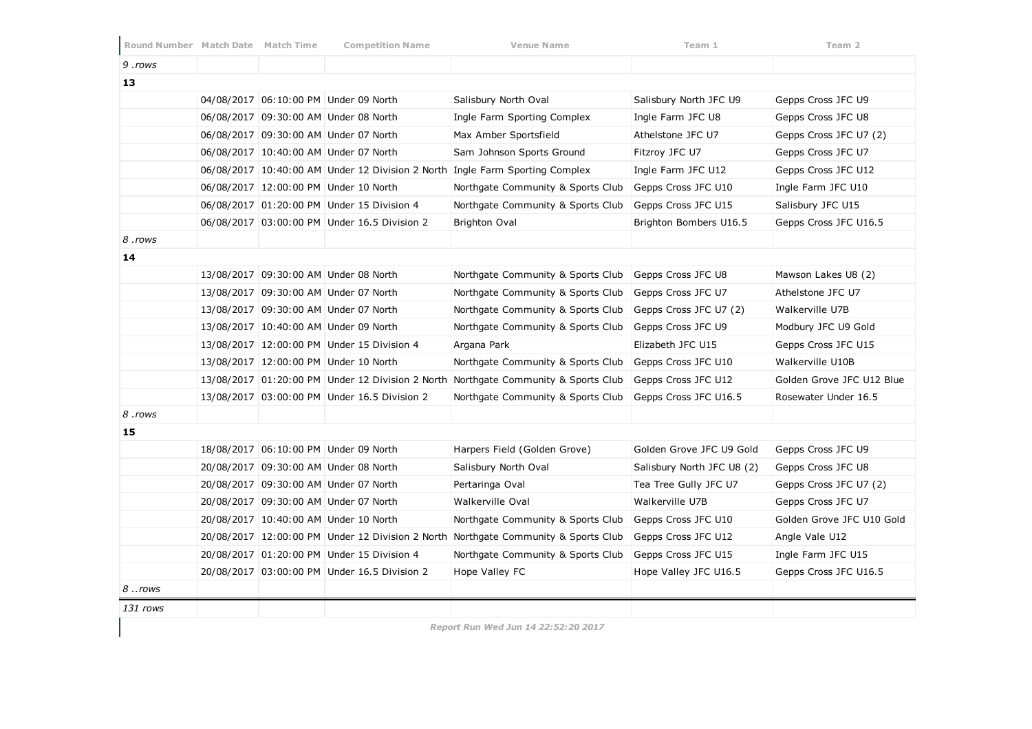| Round Number | Match Date | Match Time | Competition Name | Venue Name | Team 1 | Team 2 |
|---|---|---|---|---|---|---|
| *9 .rows* | | | | | | |
| **13** | | | | | | |
| | 04/08/2017 | 06:10:00 PM | Under 09 North | Salisbury North Oval | Salisbury North JFC U9 | Gepps Cross JFC U9 |
| | 06/08/2017 | 09:30:00 AM | Under 08 North | Ingle Farm Sporting Complex | Ingle Farm JFC U8 | Gepps Cross JFC U8 |
| | 06/08/2017 | 09:30:00 AM | Under 07 North | Max Amber Sportsfield | Athelstone JFC U7 | Gepps Cross JFC U7 (2) |
| | 06/08/2017 | 10:40:00 AM | Under 07 North | Sam Johnson Sports Ground | Fitzroy JFC U7 | Gepps Cross JFC U7 |
| | 06/08/2017 | 10:40:00 AM | Under 12 Division 2 North | Ingle Farm Sporting Complex | Ingle Farm JFC U12 | Gepps Cross JFC U12 |
| | 06/08/2017 | 12:00:00 PM | Under 10 North | Northgate Community & Sports Club | Gepps Cross JFC U10 | Ingle Farm JFC U10 |
| | 06/08/2017 | 01:20:00 PM | Under 15 Division 4 | Northgate Community & Sports Club | Gepps Cross JFC U15 | Salisbury JFC U15 |
| | 06/08/2017 | 03:00:00 PM | Under 16.5 Division 2 | Brighton Oval | Brighton Bombers U16.5 | Gepps Cross JFC U16.5 |
| *8 .rows* | | | | | | |
| **14** | | | | | | |
| | 13/08/2017 | 09:30:00 AM | Under 08 North | Northgate Community & Sports Club | Gepps Cross JFC U8 | Mawson Lakes U8 (2) |
| | 13/08/2017 | 09:30:00 AM | Under 07 North | Northgate Community & Sports Club | Gepps Cross JFC U7 | Athelstone JFC U7 |
| | 13/08/2017 | 09:30:00 AM | Under 07 North | Northgate Community & Sports Club | Gepps Cross JFC U7 (2) | Walkerville U7B |
| | 13/08/2017 | 10:40:00 AM | Under 09 North | Northgate Community & Sports Club | Gepps Cross JFC U9 | Modbury JFC U9 Gold |
| | 13/08/2017 | 12:00:00 PM | Under 15 Division 4 | Argana Park | Elizabeth JFC U15 | Gepps Cross JFC U15 |
| | 13/08/2017 | 12:00:00 PM | Under 10 North | Northgate Community & Sports Club | Gepps Cross JFC U10 | Walkerville U10B |
| | 13/08/2017 | 01:20:00 PM | Under 12 Division 2 North | Northgate Community & Sports Club | Gepps Cross JFC U12 | Golden Grove JFC U12 Blue |
| | 13/08/2017 | 03:00:00 PM | Under 16.5 Division 2 | Northgate Community & Sports Club | Gepps Cross JFC U16.5 | Rosewater Under 16.5 |
| *8 .rows* | | | | | | |
| **15** | | | | | | |
| | 18/08/2017 | 06:10:00 PM | Under 09 North | Harpers Field (Golden Grove) | Golden Grove JFC U9 Gold | Gepps Cross JFC U9 |
| | 20/08/2017 | 09:30:00 AM | Under 08 North | Salisbury North Oval | Salisbury North JFC U8 (2) | Gepps Cross JFC U8 |
| | 20/08/2017 | 09:30:00 AM | Under 07 North | Pertaringa Oval | Tea Tree Gully JFC U7 | Gepps Cross JFC U7 (2) |
| | 20/08/2017 | 09:30:00 AM | Under 07 North | Walkerville Oval | Walkerville U7B | Gepps Cross JFC U7 |
| | 20/08/2017 | 10:40:00 AM | Under 10 North | Northgate Community & Sports Club | Gepps Cross JFC U10 | Golden Grove JFC U10 Gold |
| | 20/08/2017 | 12:00:00 PM | Under 12 Division 2 North | Northgate Community & Sports Club | Gepps Cross JFC U12 | Angle Vale U12 |
| | 20/08/2017 | 01:20:00 PM | Under 15 Division 4 | Northgate Community & Sports Club | Gepps Cross JFC U15 | Ingle Farm JFC U15 |
| | 20/08/2017 | 03:00:00 PM | Under 16.5 Division 2 | Hope Valley FC | Hope Valley JFC U16.5 | Gepps Cross JFC U16.5 |
| *8 ..rows* | | | | | | |
| *131 rows* | | | | | | |

*Report Run Wed Jun 14 22:52:20 2017*